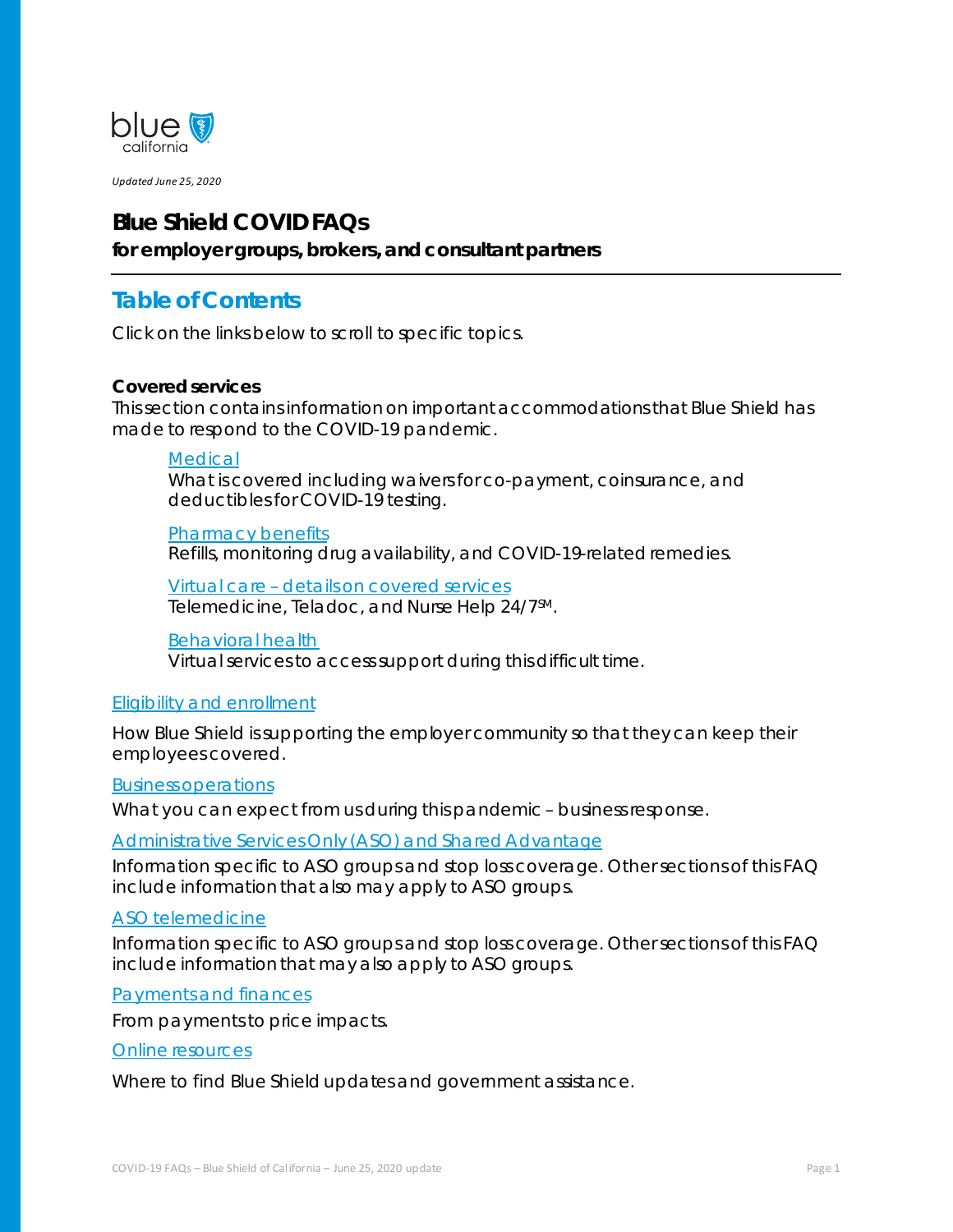*Updated June 25, 2020*

# Blue Shield COVID FAQs

**for employer groups, brokers, and consultant partners**

## Table of Contents

Click on the links below to scroll to specific topics.

**Covered services**
This section contains information on important accommodations that Blue Shield has made to respond to the COVID-19 pandemic.

- Medical
  What is covered including waivers for co-payment, coinsurance, and deductibles for COVID-19 testing.
- Pharmacy benefits
  Refills, monitoring drug availability, and COVID-19-related remedies.
- Virtual care – details on covered services
  Telemedicine, Teladoc, and Nurse Help 24/7℠.
- Behavioral health
  Virtual services to access support during this difficult time.

Eligibility and enrollment

How Blue Shield is supporting the employer community so that they can keep their employees covered.

Business operations

What you can expect from us during this pandemic – business response.

Administrative Services Only (ASO) and Shared Advantage

Information specific to ASO groups and stop loss coverage. Other sections of this FAQ include information that also may apply to ASO groups.

ASO telemedicine

Information specific to ASO groups and stop loss coverage. Other sections of this FAQ include information that may also apply to ASO groups.

Payments and finances

From payments to price impacts.

Online resources

Where to find Blue Shield updates and government assistance.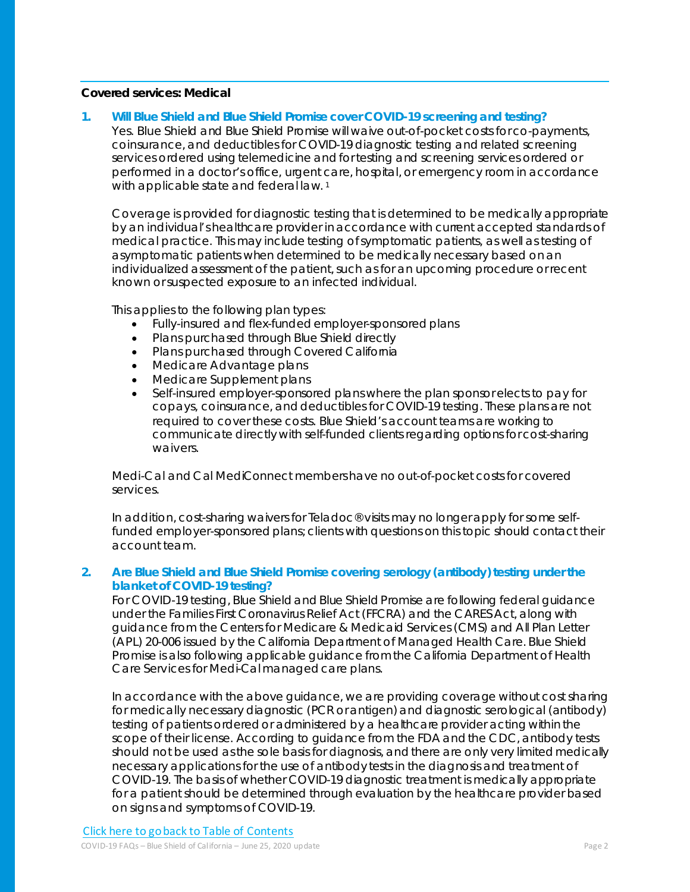**Covered services: Medical**

1. **Will Blue Shield and Blue Shield Promise cover COVID-19 screening and testing?**

   Yes. Blue Shield and Blue Shield Promise will waive out-of-pocket costs for co-payments, coinsurance, and deductibles for COVID-19 diagnostic testing and related screening services ordered using telemedicine and for testing and screening services ordered or performed in a doctor's office, urgent care, hospital, or emergency room in accordance with applicable state and federal law. [1]

   Coverage is provided for diagnostic testing that is determined to be medically appropriate by an individual's healthcare provider in accordance with current accepted standards of medical practice. This may include testing of symptomatic patients, as well as testing of asymptomatic patients when determined to be medically necessary based on an individualized assessment of the patient, such as for an upcoming procedure or recent known or suspected exposure to an infected individual.

   This applies to the following plan types:

   - Fully-insured and flex-funded employer-sponsored plans
   - Plans purchased through Blue Shield directly
   - Plans purchased through Covered California
   - Medicare Advantage plans
   - Medicare Supplement plans
   - Self-insured employer-sponsored plans where the plan sponsor elects to pay for copays, coinsurance, and deductibles for COVID-19 testing. These plans are not required to cover these costs. Blue Shield's account teams are working to communicate directly with self-funded clients regarding options for cost-sharing waivers.

   Medi-Cal and Cal MediConnect members have no out-of-pocket costs for covered services.

   In addition, cost-sharing waivers for Teladoc® visits may no longer apply for some self-funded employer-sponsored plans; clients with questions on this topic should contact their account team.

2. **Are Blue Shield and Blue Shield Promise covering serology (antibody) testing under the blanket of COVID-19 testing?**

   For COVID-19 testing, Blue Shield and Blue Shield Promise are following federal guidance under the Families First Coronavirus Relief Act (FFCRA) and the CARES Act, along with guidance from the Centers for Medicare & Medicaid Services (CMS) and All Plan Letter (APL) 20-006 issued by the California Department of Managed Health Care. Blue Shield Promise is also following applicable guidance from the California Department of Health Care Services for Medi-Cal managed care plans.

   In accordance with the above guidance, we are providing coverage without cost sharing for medically necessary diagnostic (PCR or antigen) and diagnostic serological (antibody) testing of patients ordered or administered by a healthcare provider acting within the scope of their license. According to guidance from the FDA and the CDC, antibody tests should not be used as the sole basis for diagnosis, and there are only very limited medically necessary applications for the use of antibody tests in the diagnosis and treatment of COVID-19. The basis of whether COVID-19 diagnostic treatment is medically appropriate for a patient should be determined through evaluation by the healthcare provider based on signs and symptoms of COVID-19.

Click here to go back to Table of Contents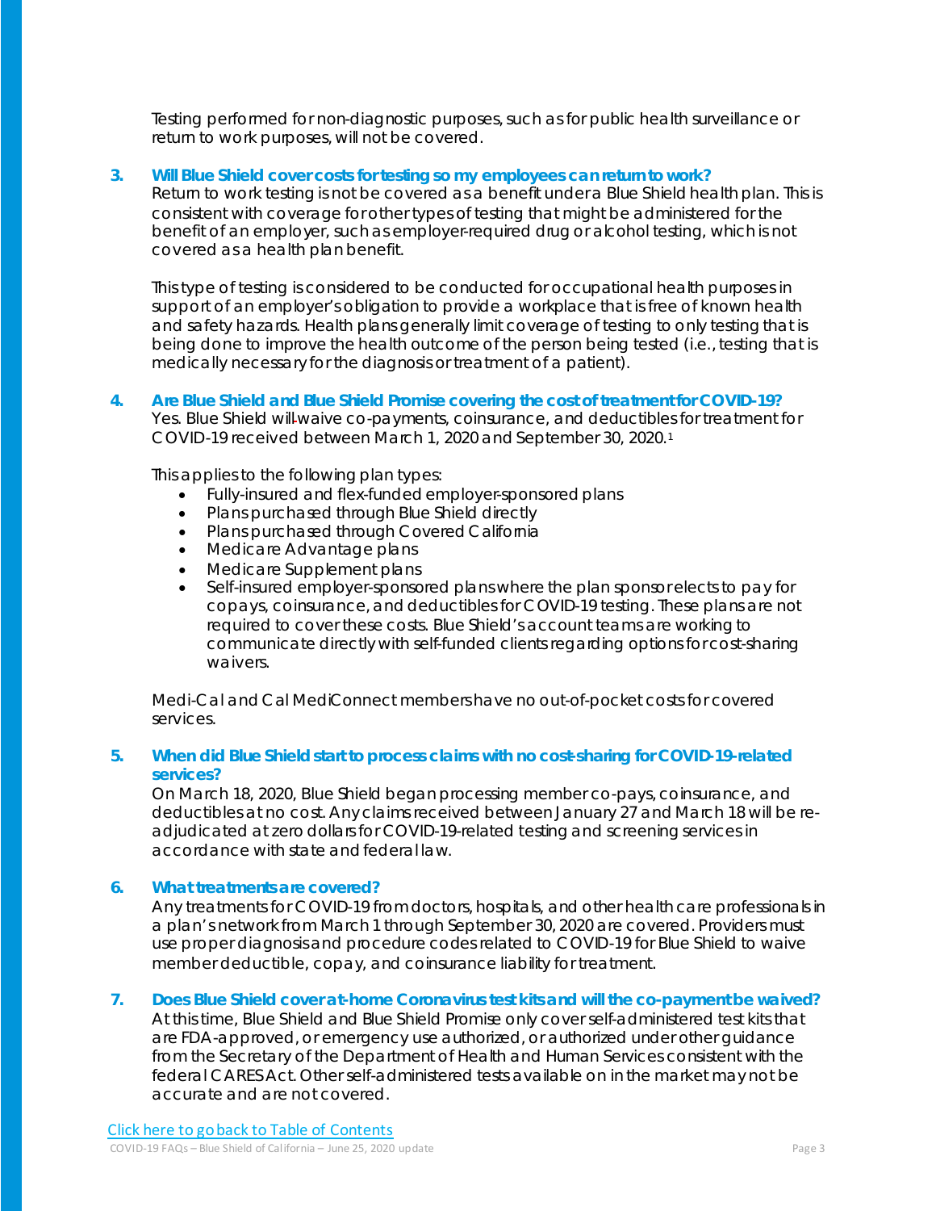Testing performed for non-diagnostic purposes, such as for public health surveillance or return to work purposes, will not be covered.

3. **Will Blue Shield cover costs for testing so my employees can return to work?**
   Return to work testing is not be covered as a benefit under a Blue Shield health plan. This is consistent with coverage for other types of testing that might be administered for the benefit of an employer, such as employer-required drug or alcohol testing, which is not covered as a health plan benefit.

   This type of testing is considered to be conducted for occupational health purposes in support of an employer's obligation to provide a workplace that is free of known health and safety hazards. Health plans generally limit coverage of testing to only testing that is being done to improve the health outcome of the person being tested (i.e., testing that is medically necessary for the diagnosis or treatment of a patient).

4. **Are Blue Shield and Blue Shield Promise covering the cost of treatment for COVID-19?**
   Yes. Blue Shield will waive co-payments, coinsurance, and deductibles for treatment for COVID-19 received between March 1, 2020 and September 30, 2020.[1]

   This applies to the following plan types:
   - Fully-insured and flex-funded employer-sponsored plans
   - Plans purchased through Blue Shield directly
   - Plans purchased through Covered California
   - Medicare Advantage plans
   - Medicare Supplement plans
   - Self-insured employer-sponsored plans where the plan sponsor elects to pay for copays, coinsurance, and deductibles for COVID-19 testing. These plans are not required to cover these costs. Blue Shield's account teams are working to communicate directly with self-funded clients regarding options for cost-sharing waivers.

   Medi-Cal and Cal MediConnect members have no out-of-pocket costs for covered services.

5. **When did Blue Shield start to process claims with no cost-sharing for COVID-19-related services?**
   On March 18, 2020, Blue Shield began processing member co-pays, coinsurance, and deductibles at no cost. Any claims received between January 27 and March 18 will be re-adjudicated at zero dollars for COVID-19-related testing and screening services in accordance with state and federal law.

6. **What treatments are covered?**
   Any treatments for COVID-19 from doctors, hospitals, and other health care professionals in a plan's network from March 1 through September 30, 2020 are covered. Providers must use proper diagnosis and procedure codes related to COVID-19 for Blue Shield to waive member deductible, copay, and coinsurance liability for treatment.

7. **Does Blue Shield cover at-home Coronavirus test kits and will the co-payment be waived?**
   At this time, Blue Shield and Blue Shield Promise only cover self-administered test kits that are FDA-approved, or emergency use authorized, or authorized under other guidance from the Secretary of the Department of Health and Human Services consistent with the federal CARES Act. Other self-administered tests available on in the market may not be accurate and are not covered.

Click here to go back to Table of Contents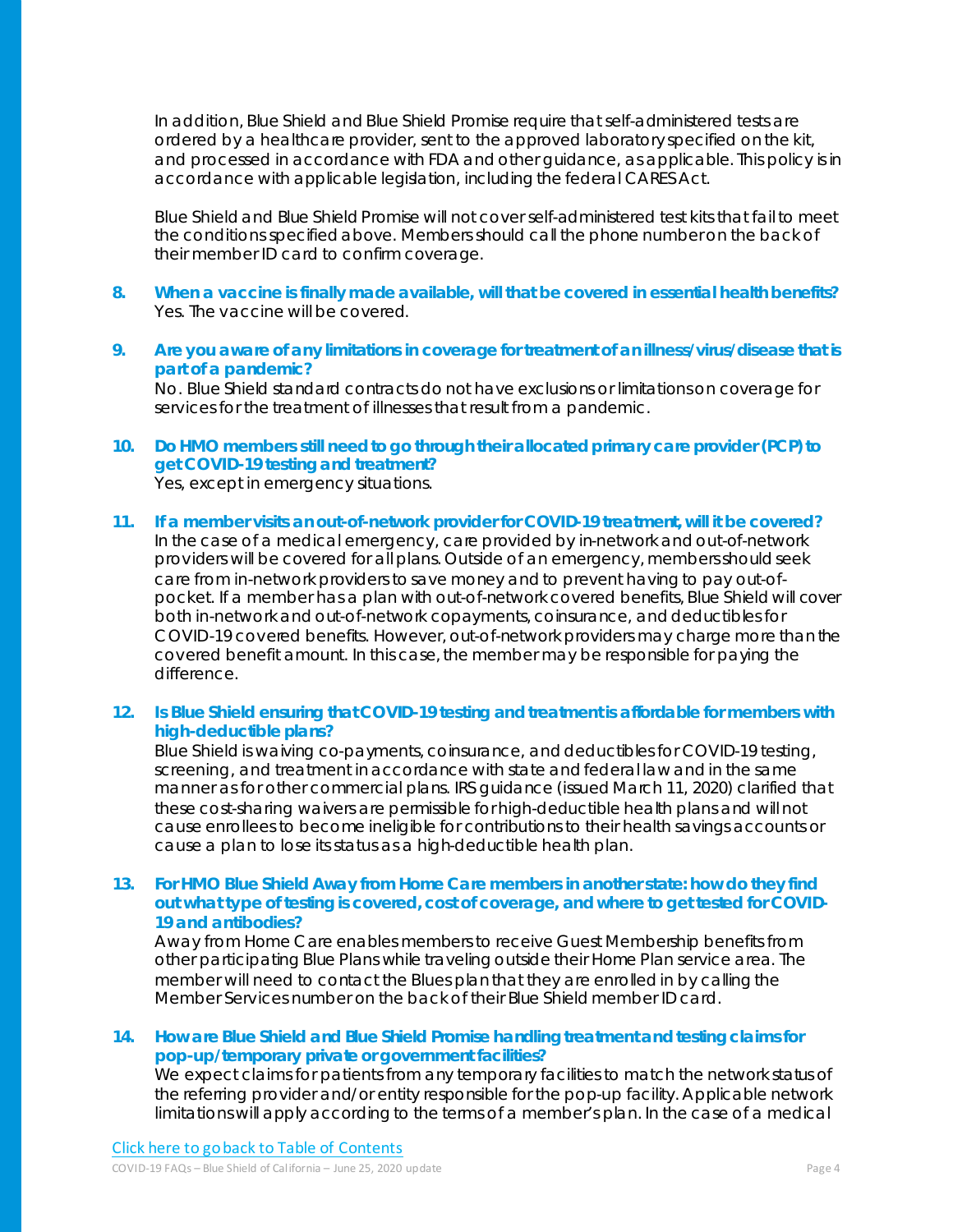In addition, Blue Shield and Blue Shield Promise require that self-administered tests are ordered by a healthcare provider, sent to the approved laboratory specified on the kit, and processed in accordance with FDA and other guidance, as applicable. This policy is in accordance with applicable legislation, including the federal CARES Act.

Blue Shield and Blue Shield Promise will not cover self-administered test kits that fail to meet the conditions specified above. Members should call the phone number on the back of their member ID card to confirm coverage.

8. **When a vaccine is finally made available, will that be covered in essential health benefits?**
   Yes. The vaccine will be covered.

9. **Are you aware of any limitations in coverage for treatment of an illness/virus/disease that is part of a pandemic?**
   No. Blue Shield standard contracts do not have exclusions or limitations on coverage for services for the treatment of illnesses that result from a pandemic.

10. **Do HMO members still need to go through their allocated primary care provider (PCP) to get COVID-19 testing and treatment?**
    Yes, except in emergency situations.

11. **If a member visits an out-of-network provider for COVID-19 treatment, will it be covered?**
    In the case of a medical emergency, care provided by in-network and out-of-network providers will be covered for all plans. Outside of an emergency, members should seek care from in-network providers to save money and to prevent having to pay out-of-pocket. If a member has a plan with out-of-network covered benefits, Blue Shield will cover both in-network and out-of-network copayments, coinsurance, and deductibles for COVID-19 covered benefits. However, out-of-network providers may charge more than the covered benefit amount. In this case, the member may be responsible for paying the difference.

12. **Is Blue Shield ensuring that COVID-19 testing and treatment is affordable for members with high-deductible plans?**
    Blue Shield is waiving co-payments, coinsurance, and deductibles for COVID-19 testing, screening, and treatment in accordance with state and federal law and in the same manner as for other commercial plans. IRS guidance (issued March 11, 2020) clarified that these cost-sharing waivers are permissible for high-deductible health plans and will not cause enrollees to become ineligible for contributions to their health savings accounts or cause a plan to lose its status as a high-deductible health plan.

13. **For HMO Blue Shield Away from Home Care members in another state: how do they find out what type of testing is covered, cost of coverage, and where to get tested for COVID-19 and antibodies?**
    Away from Home Care enables members to receive Guest Membership benefits from other participating Blue Plans while traveling outside their Home Plan service area. The member will need to contact the Blues plan that they are enrolled in by calling the Member Services number on the back of their Blue Shield member ID card.

14. **How are Blue Shield and Blue Shield Promise handling treatment and testing claims for pop-up/temporary private or government facilities?**
    We expect claims for patients from any temporary facilities to match the network status of the referring provider and/or entity responsible for the pop-up facility. Applicable network limitations will apply according to the terms of a member's plan. In the case of a medical

Click here to go back to Table of Contents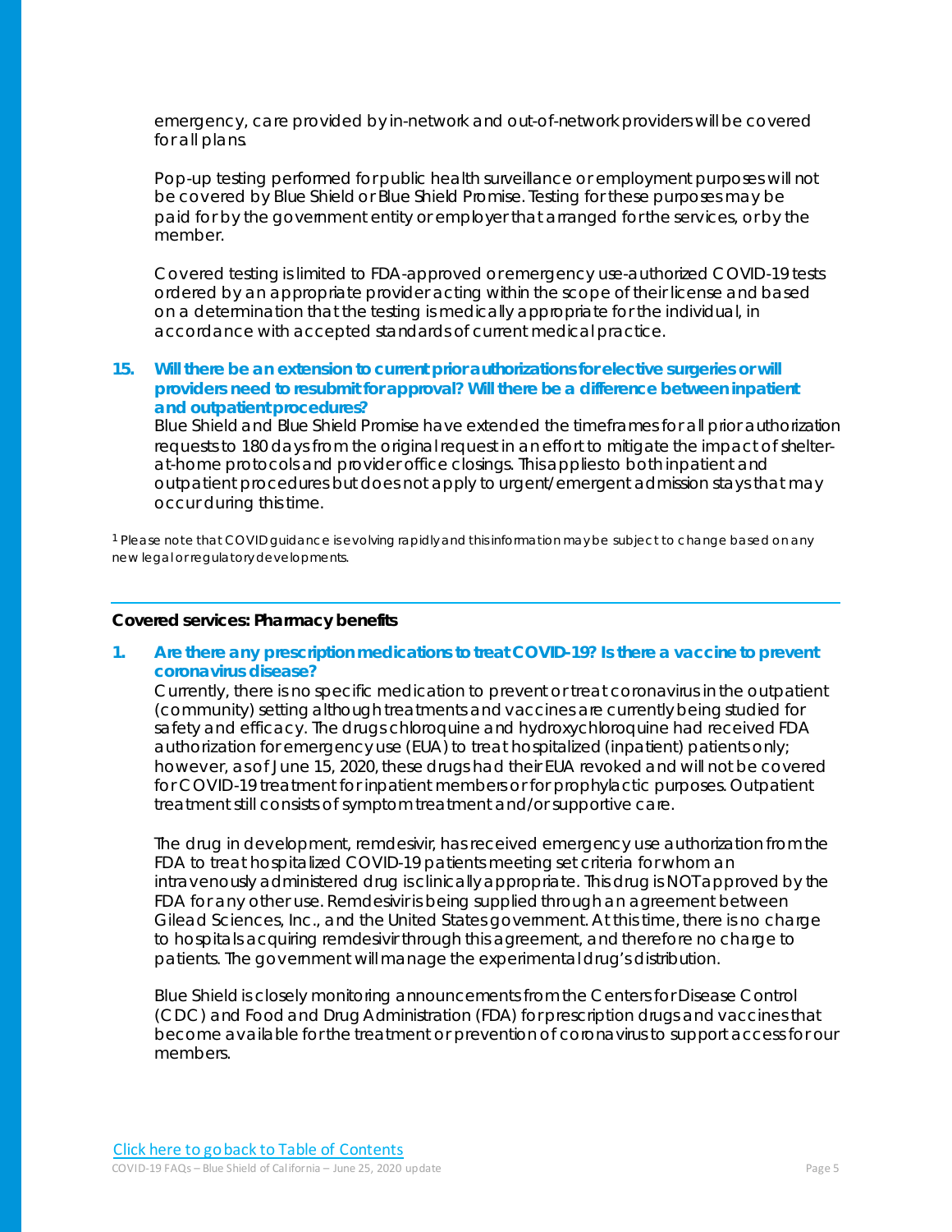emergency, care provided by in-network and out-of-network providers will be covered for all plans.

Pop-up testing performed for public health surveillance or employment purposes will not be covered by Blue Shield or Blue Shield Promise. Testing for these purposes may be paid for by the government entity or employer that arranged for the services, or by the member.

Covered testing is limited to FDA-approved or emergency use-authorized COVID-19 tests ordered by an appropriate provider acting within the scope of their license and based on a determination that the testing is medically appropriate for the individual, in accordance with accepted standards of current medical practice.

**15. Will there be an extension to current prior authorizations for elective surgeries or will providers need to resubmit for approval? Will there be a difference between inpatient and outpatient procedures?**

Blue Shield and Blue Shield Promise have extended the timeframes for all prior authorization requests to 180 days from the original request in an effort to mitigate the impact of shelter-at-home protocols and provider office closings. This applies to both inpatient and outpatient procedures but does not apply to urgent/emergent admission stays that may occur during this time.

[1] Please note that COVID guidance is evolving rapidly and this information may be subject to change based on any new legal or regulatory developments.

---

## Covered services: Pharmacy benefits

**1. Are there any prescription medications to treat COVID-19? Is there a vaccine to prevent coronavirus disease?**

Currently, there is no specific medication to prevent or treat coronavirus in the outpatient (community) setting although treatments and vaccines are currently being studied for safety and efficacy. The drugs chloroquine and hydroxychloroquine had received FDA authorization for emergency use (EUA) to treat hospitalized (inpatient) patients only; however, as of June 15, 2020, these drugs had their EUA revoked and will not be covered for COVID-19 treatment for inpatient members or for prophylactic purposes. Outpatient treatment still consists of symptom treatment and/or supportive care.

The drug in development, remdesivir, has received emergency use authorization from the FDA to treat hospitalized COVID-19 patients meeting set criteria for whom an intravenously administered drug is clinically appropriate. This drug is NOT approved by the FDA for any other use. Remdesivir is being supplied through an agreement between Gilead Sciences, Inc., and the United States government. At this time, there is no charge to hospitals acquiring remdesivir through this agreement, and therefore no charge to patients. The government will manage the experimental drug's distribution.

Blue Shield is closely monitoring announcements from the Centers for Disease Control (CDC) and Food and Drug Administration (FDA) for prescription drugs and vaccines that become available for the treatment or prevention of coronavirus to support access for our members.

Click here to go back to Table of Contents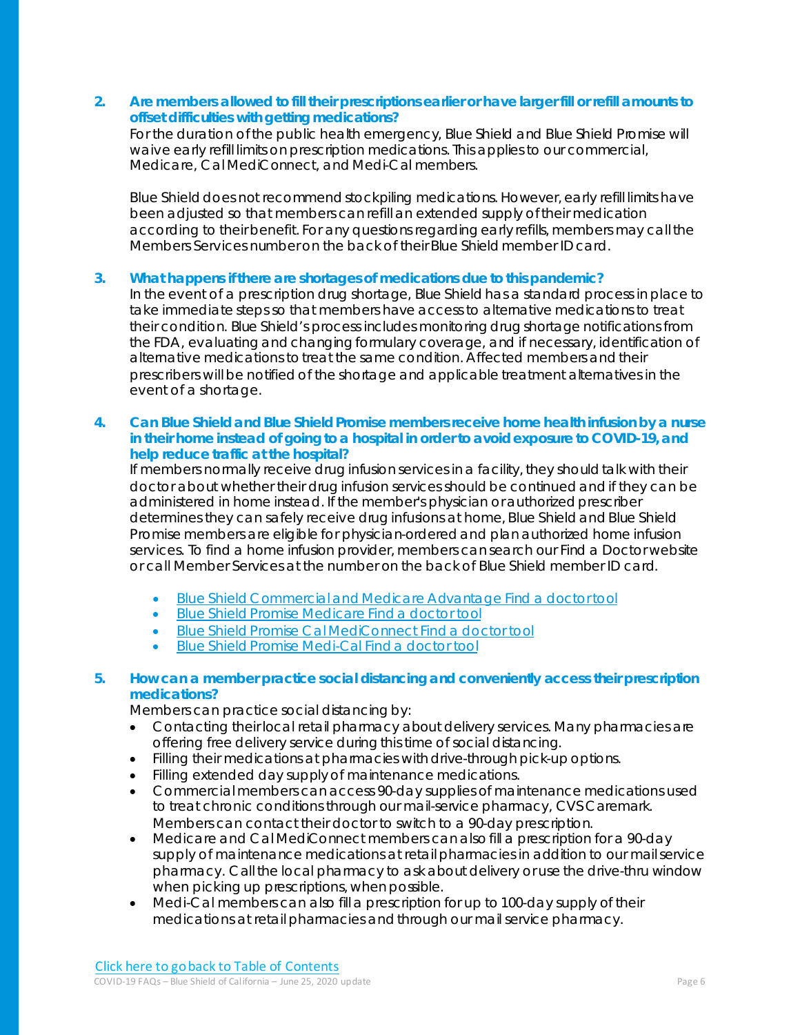**2. Are members allowed to fill their prescriptions earlier or have larger fill or refill amounts to offset difficulties with getting medications?**

For the duration of the public health emergency, Blue Shield and Blue Shield Promise will waive early refill limits on prescription medications. This applies to our commercial, Medicare, Cal MediConnect, and Medi-Cal members.

Blue Shield does not recommend stockpiling medications. However, early refill limits have been adjusted so that members can refill an extended supply of their medication according to their benefit. For any questions regarding early refills, members may call the Members Services number on the back of their Blue Shield member ID card.

**3. What happens if there are shortages of medications due to this pandemic?**

In the event of a prescription drug shortage, Blue Shield has a standard process in place to take immediate steps so that members have access to alternative medications to treat their condition. Blue Shield's process includes monitoring drug shortage notifications from the FDA, evaluating and changing formulary coverage, and if necessary, identification of alternative medications to treat the same condition. Affected members and their prescribers will be notified of the shortage and applicable treatment alternatives in the event of a shortage.

**4. Can Blue Shield and Blue Shield Promise members receive home health infusion by a nurse in their home instead of going to a hospital in order to avoid exposure to COVID-19, and help reduce traffic at the hospital?**

If members normally receive drug infusion services in a facility, they should talk with their doctor about whether their drug infusion services should be continued and if they can be administered in home instead. If the member's physician or authorized prescriber determines they can safely receive drug infusions at home, Blue Shield and Blue Shield Promise members are eligible for physician-ordered and plan authorized home infusion services. To find a home infusion provider, members can search our Find a Doctor website or call Member Services at the number on the back of Blue Shield member ID card.

- Blue Shield Commercial and Medicare Advantage Find a doctor tool
- Blue Shield Promise Medicare Find a doctor tool
- Blue Shield Promise Cal MediConnect Find a doctor tool
- Blue Shield Promise Medi-Cal Find a doctor tool

**5. How can a member practice social distancing and conveniently access their prescription medications?**

Members can practice social distancing by:

- Contacting their local retail pharmacy about delivery services. Many pharmacies are offering free delivery service during this time of social distancing.
- Filling their medications at pharmacies with drive-through pick-up options.
- Filling extended day supply of maintenance medications.
- Commercial members can access 90-day supplies of maintenance medications used to treat chronic conditions through our mail-service pharmacy, CVS Caremark. Members can contact their doctor to switch to a 90-day prescription.
- Medicare and Cal MediConnect members can also fill a prescription for a 90-day supply of maintenance medications at retail pharmacies in addition to our mail service pharmacy. Call the local pharmacy to ask about delivery or use the drive-thru window when picking up prescriptions, when possible.
- Medi-Cal members can also fill a prescription for up to 100-day supply of their medications at retail pharmacies and through our mail service pharmacy.

Click here to go back to Table of Contents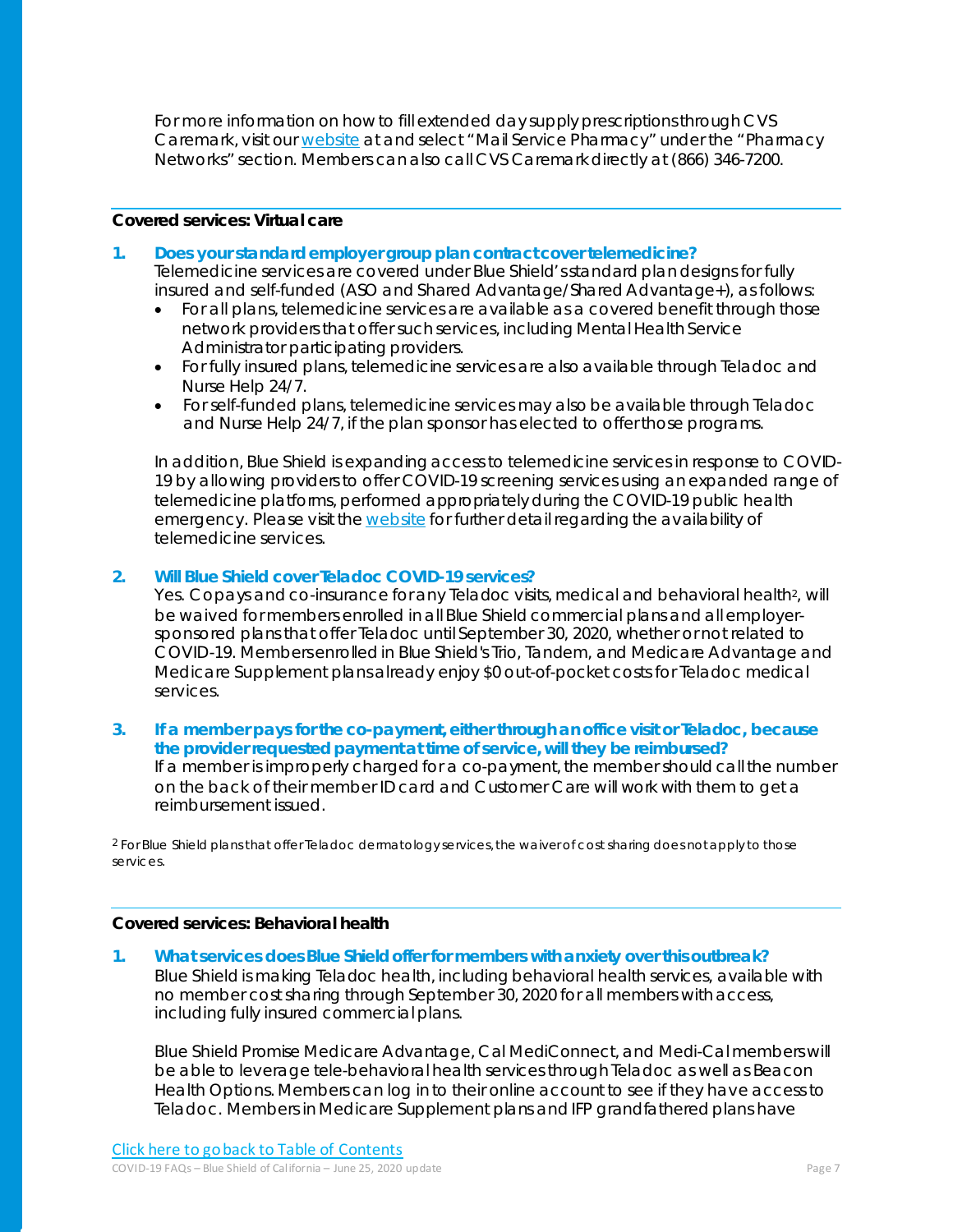For more information on how to fill extended day supply prescriptions through CVS Caremark, visit our website at and select "Mail Service Pharmacy" under the "Pharmacy Networks" section. Members can also call CVS Caremark directly at (866) 346-7200.

## Covered services: Virtual care

### 1. Does your standard employer group plan contract cover telemedicine?

Telemedicine services are covered under Blue Shield's standard plan designs for fully insured and self-funded (ASO and Shared Advantage/Shared Advantage+), as follows:

- For all plans, telemedicine services are available as a covered benefit through those network providers that offer such services, including Mental Health Service Administrator participating providers.
- For fully insured plans, telemedicine services are also available through Teladoc and Nurse Help 24/7.
- For self-funded plans, telemedicine services may also be available through Teladoc and Nurse Help 24/7, if the plan sponsor has elected to offer those programs.

In addition, Blue Shield is expanding access to telemedicine services in response to COVID-19 by allowing providers to offer COVID-19 screening services using an expanded range of telemedicine platforms, performed appropriately during the COVID-19 public health emergency. Please visit the website for further detail regarding the availability of telemedicine services.

### 2. Will Blue Shield cover Teladoc COVID-19 services?

Yes. Copays and co-insurance for any Teladoc visits, medical and behavioral health[2], will be waived for members enrolled in all Blue Shield commercial plans and all employer-sponsored plans that offer Teladoc until September 30, 2020, whether or not related to COVID-19. Members enrolled in Blue Shield's Trio, Tandem, and Medicare Advantage and Medicare Supplement plans already enjoy $0 out-of-pocket costs for Teladoc medical services.

### 3. If a member pays for the co-payment, either through an office visit or Teladoc, because the provider requested payment at time of service, will they be reimbursed?

If a member is improperly charged for a co-payment, the member should call the number on the back of their member ID card and Customer Care will work with them to get a reimbursement issued.

[2] For Blue Shield plans that offer Teladoc dermatology services, the waiver of cost sharing does not apply to those services.

## Covered services: Behavioral health

### 1. What services does Blue Shield offer for members with anxiety over this outbreak?

Blue Shield is making Teladoc health, including behavioral health services, available with no member cost sharing through September 30, 2020 for all members with access, including fully insured commercial plans.

Blue Shield Promise Medicare Advantage, Cal MediConnect, and Medi-Cal members will be able to leverage tele-behavioral health services through Teladoc as well as Beacon Health Options. Members can log in to their online account to see if they have access to Teladoc. Members in Medicare Supplement plans and IFP grandfathered plans have

Click here to go back to Table of Contents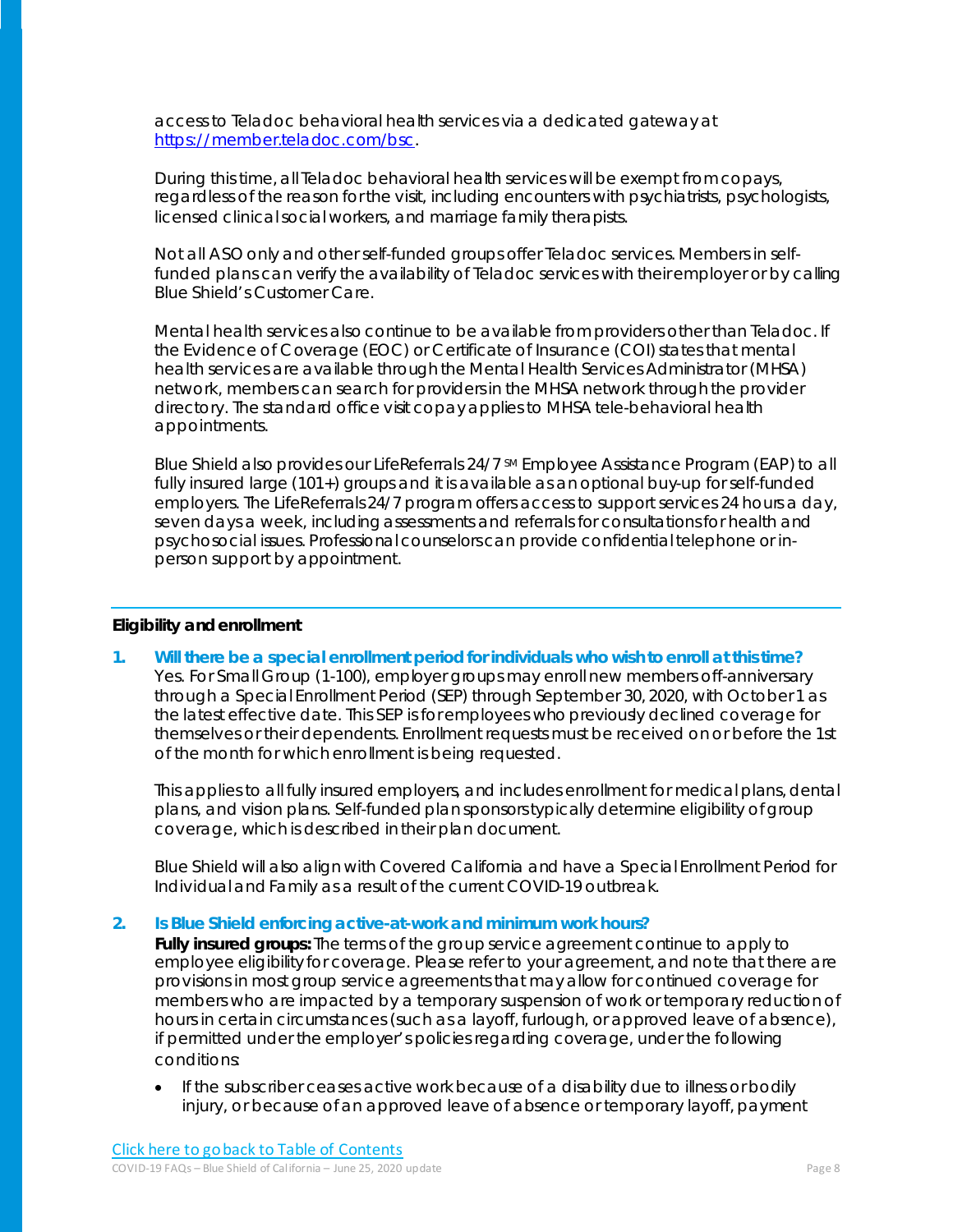access to Teladoc behavioral health services via a dedicated gateway at [https://member.teladoc.com/bsc](https://member.teladoc.com/bsc).

During this time, all Teladoc behavioral health services will be exempt from copays, regardless of the reason for the visit, including encounters with psychiatrists, psychologists, licensed clinical social workers, and marriage family therapists.

Not all ASO only and other self-funded groups offer Teladoc services. Members in self-funded plans can verify the availability of Teladoc services with their employer or by calling Blue Shield's Customer Care.

Mental health services also continue to be available from providers other than Teladoc. If the Evidence of Coverage (EOC) or Certificate of Insurance (COI) states that mental health services are available through the Mental Health Services Administrator (MHSA) network, members can search for providers in the MHSA network through the provider directory. The standard office visit copay applies to MHSA tele-behavioral health appointments.

Blue Shield also provides our LifeReferrals 24/7 SM Employee Assistance Program (EAP) to all fully insured large (101+) groups and it is available as an optional buy-up for self-funded employers. The LifeReferrals 24/7 program offers access to support services 24 hours a day, seven days a week, including assessments and referrals for consultations for health and psychosocial issues. Professional counselors can provide confidential telephone or in-person support by appointment.

**Eligibility and enrollment**

1. **Will there be a special enrollment period for individuals who wish to enroll at this time?**
   Yes. For Small Group (1-100), employer groups may enroll new members off-anniversary through a Special Enrollment Period (SEP) through September 30, 2020, with October 1 as the latest effective date. This SEP is for employees who previously declined coverage for themselves or their dependents. Enrollment requests must be received on or before the 1st of the month for which enrollment is being requested.

   This applies to all fully insured employers, and includes enrollment for medical plans, dental plans, and vision plans. Self-funded plan sponsors typically determine eligibility of group coverage, which is described in their plan document.

   Blue Shield will also align with Covered California and have a Special Enrollment Period for Individual and Family as a result of the current COVID-19 outbreak.

2. **Is Blue Shield enforcing active-at-work and minimum work hours?**
   **Fully insured groups:** The terms of the group service agreement continue to apply to employee eligibility for coverage. Please refer to your agreement, and note that there are provisions in most group service agreements that may allow for continued coverage for members who are impacted by a temporary suspension of work or temporary reduction of hours in certain circumstances (such as a layoff, furlough, or approved leave of absence), if permitted under the employer's policies regarding coverage, under the following conditions:

   - If the subscriber ceases active work because of a disability due to illness or bodily injury, or because of an approved leave of absence or temporary layoff, payment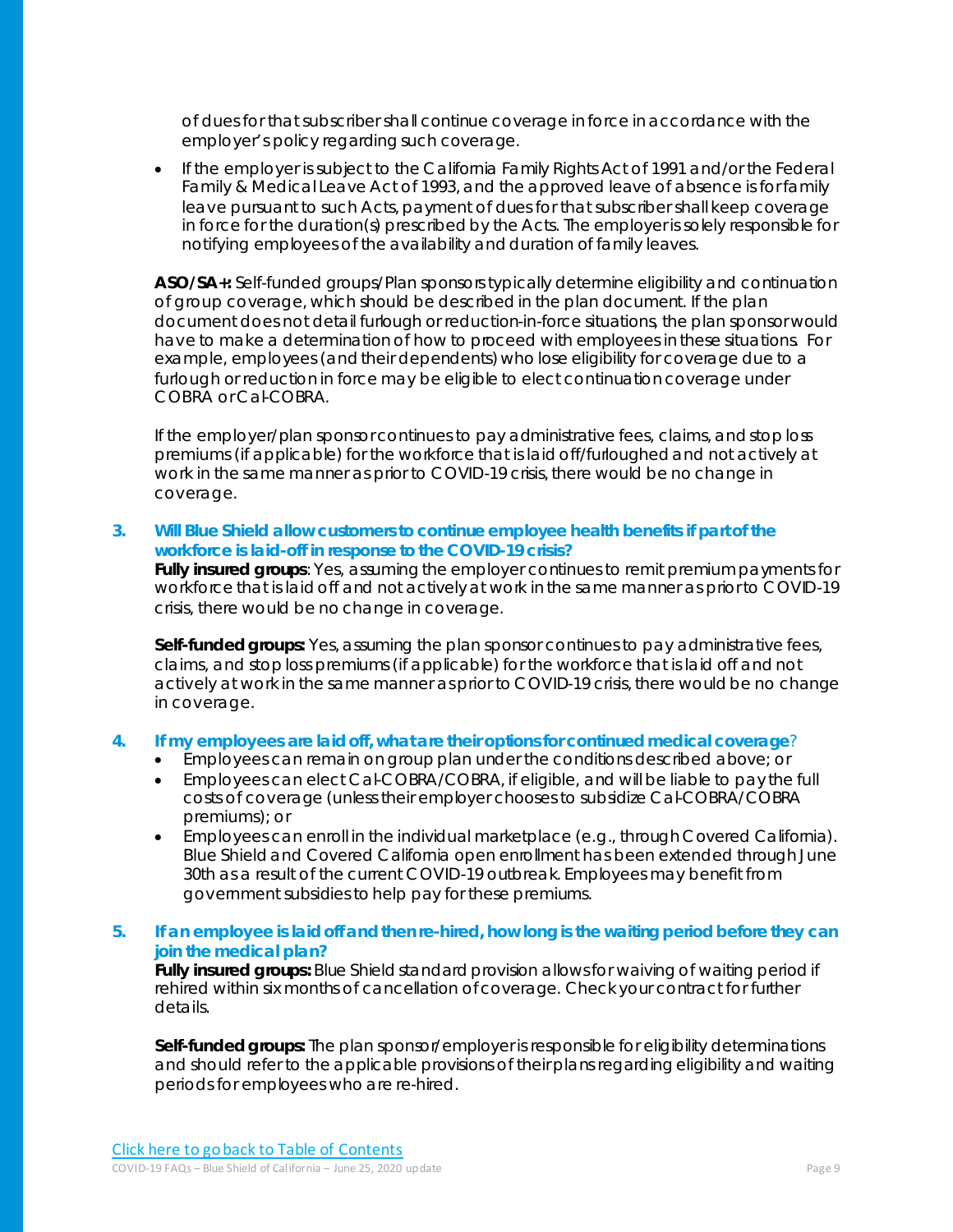of dues for that subscriber shall continue coverage in force in accordance with the employer's policy regarding such coverage.

- If the employer is subject to the California Family Rights Act of 1991 and/or the Federal Family & Medical Leave Act of 1993, and the approved leave of absence is for family leave pursuant to such Acts, payment of dues for that subscriber shall keep coverage in force for the duration(s) prescribed by the Acts. The employer is solely responsible for notifying employees of the availability and duration of family leaves.

**ASO/SA+:** Self-funded groups/Plan sponsors typically determine eligibility and continuation of group coverage, which should be described in the plan document. If the plan document does not detail furlough or reduction-in-force situations, the plan sponsor would have to make a determination of how to proceed with employees in these situations. For example, employees (and their dependents) who lose eligibility for coverage due to a furlough or reduction in force may be eligible to elect continuation coverage under COBRA or Cal-COBRA.

If the employer/plan sponsor continues to pay administrative fees, claims, and stop loss premiums (if applicable) for the workforce that is laid off/furloughed and not actively at work in the same manner as prior to COVID-19 crisis, there would be no change in coverage.

### 3. Will Blue Shield allow customers to continue employee health benefits if part of the workforce is laid-off in response to the COVID-19 crisis?

**Fully insured groups**: Yes, assuming the employer continues to remit premium payments for workforce that is laid off and not actively at work in the same manner as prior to COVID-19 crisis, there would be no change in coverage.

**Self-funded groups:** Yes, assuming the plan sponsor continues to pay administrative fees, claims, and stop loss premiums (if applicable) for the workforce that is laid off and not actively at work in the same manner as prior to COVID-19 crisis, there would be no change in coverage.

### 4. If my employees are laid off, what are their options for continued medical coverage?

- Employees can remain on group plan under the conditions described above; or
- Employees can elect Cal-COBRA/COBRA, if eligible, and will be liable to pay the full costs of coverage (unless their employer chooses to subsidize Cal-COBRA/COBRA premiums); or
- Employees can enroll in the individual marketplace (e.g., through Covered California). Blue Shield and Covered California open enrollment has been extended through June 30th as a result of the current COVID-19 outbreak. Employees may benefit from government subsidies to help pay for these premiums.

### 5. If an employee is laid off and then re-hired, how long is the waiting period before they can join the medical plan?

**Fully insured groups:** Blue Shield standard provision allows for waiving of waiting period if rehired within six months of cancellation of coverage. Check your contract for further details.

**Self-funded groups:** The plan sponsor/employer is responsible for eligibility determinations and should refer to the applicable provisions of their plans regarding eligibility and waiting periods for employees who are re-hired.

Click here to go back to Table of Contents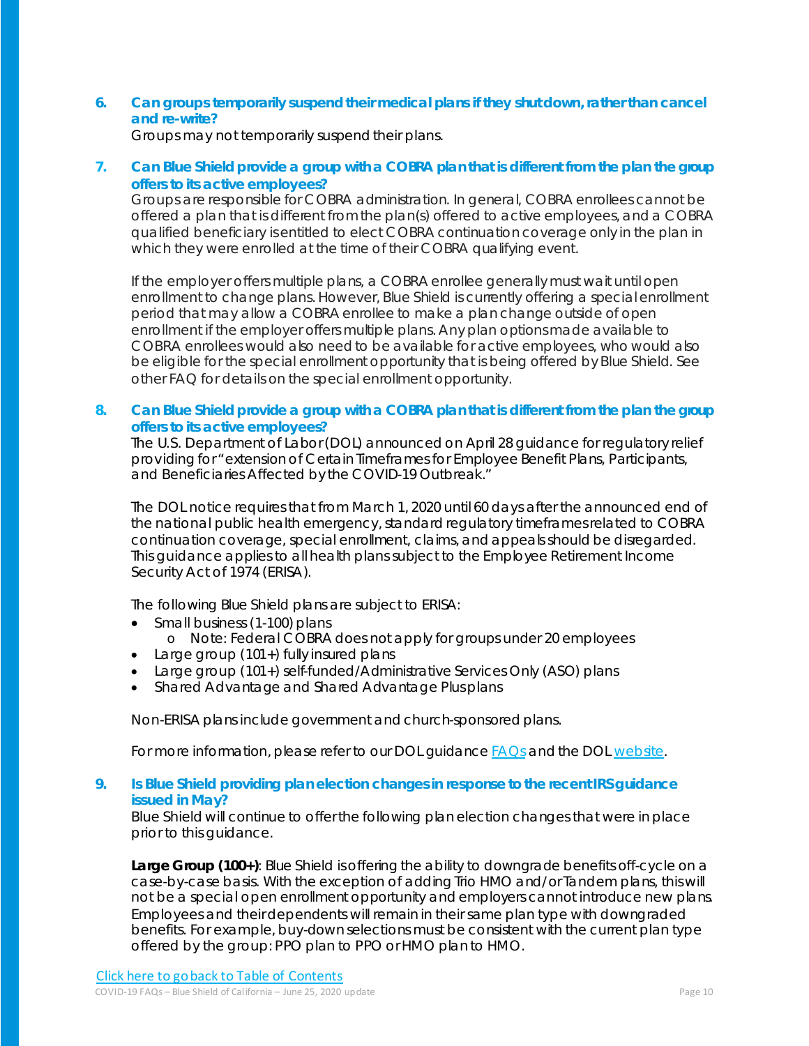**6. Can groups temporarily suspend their medical plans if they shut down, rather than cancel and re-write?**

Groups may not temporarily suspend their plans.

**7. Can Blue Shield provide a group with a COBRA plan that is different from the plan the group offers to its active employees?**

Groups are responsible for COBRA administration. In general, COBRA enrollees cannot be offered a plan that is different from the plan(s) offered to active employees, and a COBRA qualified beneficiary is entitled to elect COBRA continuation coverage only in the plan in which they were enrolled at the time of their COBRA qualifying event.

If the employer offers multiple plans, a COBRA enrollee generally must wait until open enrollment to change plans. However, Blue Shield is currently offering a special enrollment period that may allow a COBRA enrollee to make a plan change outside of open enrollment if the employer offers multiple plans. Any plan options made available to COBRA enrollees would also need to be available for active employees, who would also be eligible for the special enrollment opportunity that is being offered by Blue Shield. See other FAQ for details on the special enrollment opportunity.

**8. Can Blue Shield provide a group with a COBRA plan that is different from the plan the group offers to its active employees?**

The U.S. Department of Labor (DOL) announced on April 28 guidance for regulatory relief providing for "extension of Certain Timeframes for Employee Benefit Plans, Participants, and Beneficiaries Affected by the COVID-19 Outbreak."

The DOL notice requires that from March 1, 2020 until 60 days after the announced end of the national public health emergency, standard regulatory timeframes related to COBRA continuation coverage, special enrollment, claims, and appeals should be disregarded. This guidance applies to all health plans subject to the Employee Retirement Income Security Act of 1974 (ERISA).

The following Blue Shield plans are subject to ERISA:

- Small business (1-100) plans
  - Note: Federal COBRA does not apply for groups under 20 employees
- Large group (101+) fully insured plans
- Large group (101+) self-funded/Administrative Services Only (ASO) plans
- Shared Advantage and Shared Advantage Plus plans

Non-ERISA plans include government and church-sponsored plans.

For more information, please refer to our DOL guidance FAQs and the DOL website.

**9. Is Blue Shield providing plan election changes in response to the recent IRS guidance issued in May?**

Blue Shield will continue to offer the following plan election changes that were in place prior to this guidance.

**Large Group (100+)**: Blue Shield is offering the ability to downgrade benefits off-cycle on a case-by-case basis. With the exception of adding Trio HMO and/or Tandem plans, this will not be a special open enrollment opportunity and employers cannot introduce new plans. Employees and their dependents will remain in their same plan type with downgraded benefits. For example, buy-down selections must be consistent with the current plan type offered by the group: PPO plan to PPO or HMO plan to HMO.

Click here to go back to Table of Contents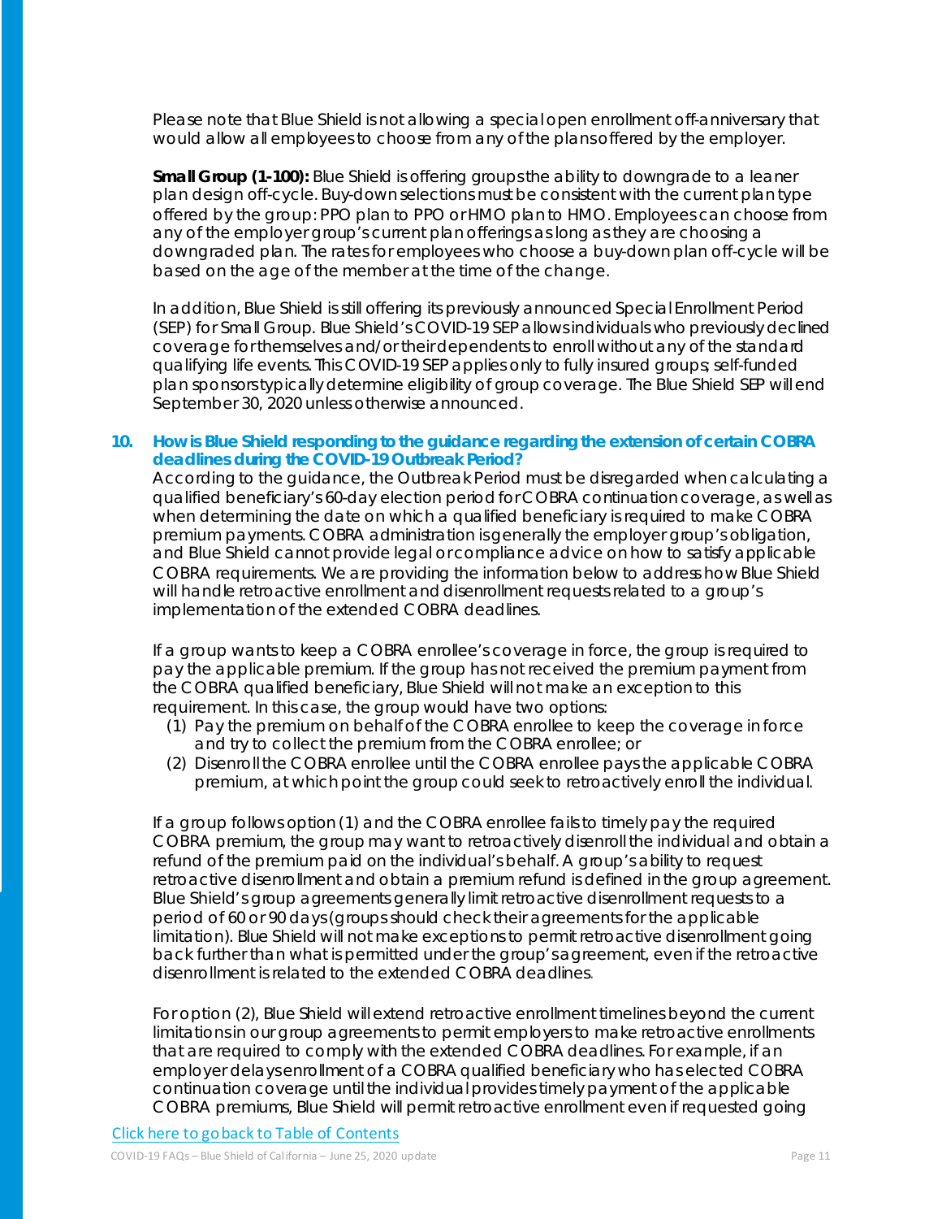Please note that Blue Shield is not allowing a special open enrollment off-anniversary that would allow all employees to choose from any of the plans offered by the employer.

**Small Group (1-100):** Blue Shield is offering groups the ability to downgrade to a leaner plan design off-cycle. Buy-down selections must be consistent with the current plan type offered by the group: PPO plan to PPO or HMO plan to HMO. Employees can choose from any of the employer group's current plan offerings as long as they are choosing a downgraded plan. The rates for employees who choose a buy-down plan off-cycle will be based on the age of the member at the time of the change.

In addition, Blue Shield is still offering its previously announced Special Enrollment Period (SEP) for Small Group. Blue Shield's COVID-19 SEP allows individuals who previously declined coverage for themselves and/or their dependents to enroll without any of the standard qualifying life events. This COVID-19 SEP applies only to fully insured groups; self-funded plan sponsors typically determine eligibility of group coverage. The Blue Shield SEP will end September 30, 2020 unless otherwise announced.

### 10. How is Blue Shield responding to the guidance regarding the extension of certain COBRA deadlines during the COVID-19 Outbreak Period?

According to the guidance, the Outbreak Period must be disregarded when calculating a qualified beneficiary's 60-day election period for COBRA continuation coverage, as well as when determining the date on which a qualified beneficiary is required to make COBRA premium payments. COBRA administration is generally the employer group's obligation, and Blue Shield cannot provide legal or compliance advice on how to satisfy applicable COBRA requirements. We are providing the information below to address how Blue Shield will handle retroactive enrollment and disenrollment requests related to a group's implementation of the extended COBRA deadlines.

If a group wants to keep a COBRA enrollee's coverage in force, the group is required to pay the applicable premium. If the group has not received the premium payment from the COBRA qualified beneficiary, Blue Shield will not make an exception to this requirement. In this case, the group would have two options:

(1) Pay the premium on behalf of the COBRA enrollee to keep the coverage in force and try to collect the premium from the COBRA enrollee; or
(2) Disenroll the COBRA enrollee until the COBRA enrollee pays the applicable COBRA premium, at which point the group could seek to retroactively enroll the individual.

If a group follows option (1) and the COBRA enrollee fails to timely pay the required COBRA premium, the group may want to retroactively disenroll the individual and obtain a refund of the premium paid on the individual's behalf. A group's ability to request retroactive disenrollment and obtain a premium refund is defined in the group agreement. Blue Shield's group agreements generally limit retroactive disenrollment requests to a period of 60 or 90 days (groups should check their agreements for the applicable limitation). Blue Shield will not make exceptions to permit retroactive disenrollment going back further than what is permitted under the group's agreement, even if the retroactive disenrollment is related to the extended COBRA deadlines.

For option (2), Blue Shield will extend retroactive enrollment timelines beyond the current limitations in our group agreements to permit employers to make retroactive enrollments that are required to comply with the extended COBRA deadlines. For example, if an employer delays enrollment of a COBRA qualified beneficiary who has elected COBRA continuation coverage until the individual provides timely payment of the applicable COBRA premiums, Blue Shield will permit retroactive enrollment even if requested going

Click here to go back to Table of Contents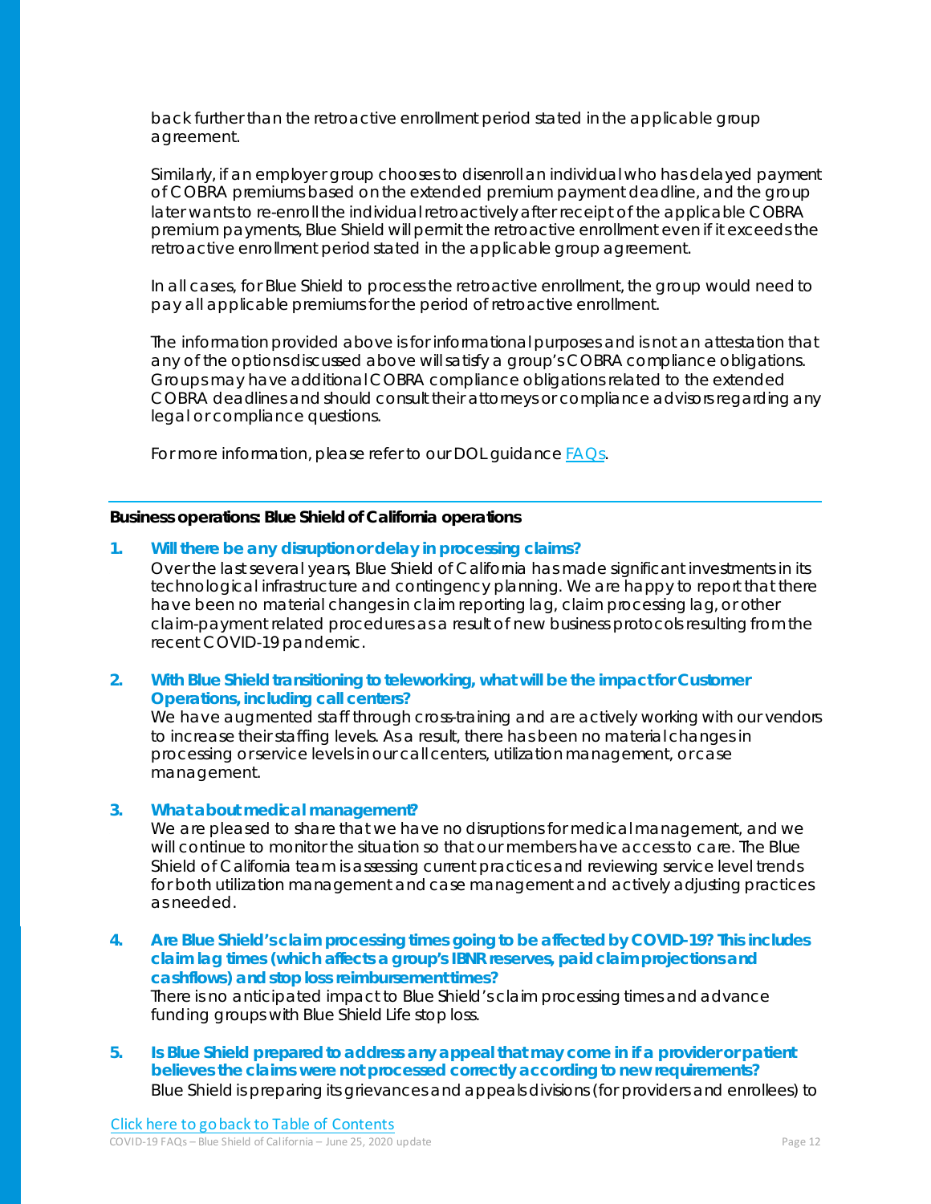back further than the retroactive enrollment period stated in the applicable group agreement.

Similarly, if an employer group chooses to disenroll an individual who has delayed payment of COBRA premiums based on the extended premium payment deadline, and the group later wants to re-enroll the individual retroactively after receipt of the applicable COBRA premium payments, Blue Shield will permit the retroactive enrollment even if it exceeds the retroactive enrollment period stated in the applicable group agreement.

In all cases, for Blue Shield to process the retroactive enrollment, the group would need to pay all applicable premiums for the period of retroactive enrollment.

The information provided above is for informational purposes and is not an attestation that any of the options discussed above will satisfy a group's COBRA compliance obligations. Groups may have additional COBRA compliance obligations related to the extended COBRA deadlines and should consult their attorneys or compliance advisors regarding any legal or compliance questions.

For more information, please refer to our DOL guidance FAQs.

**Business operations: Blue Shield of California operations**

1. **Will there be any disruption or delay in processing claims?**
   Over the last several years, Blue Shield of California has made significant investments in its technological infrastructure and contingency planning. We are happy to report that there have been no material changes in claim reporting lag, claim processing lag, or other claim-payment related procedures as a result of new business protocols resulting from the recent COVID-19 pandemic.

2. **With Blue Shield transitioning to teleworking, what will be the impact for Customer Operations, including call centers?**
   We have augmented staff through cross-training and are actively working with our vendors to increase their staffing levels. As a result, there has been no material changes in processing or service levels in our call centers, utilization management, or case management.

3. **What about medical management?**
   We are pleased to share that we have no disruptions for medical management, and we will continue to monitor the situation so that our members have access to care. The Blue Shield of California team is assessing current practices and reviewing service level trends for both utilization management and case management and actively adjusting practices as needed.

4. **Are Blue Shield's claim processing times going to be affected by COVID-19? This includes claim lag times (which affects a group's IBNR reserves, paid claim projections and cashflows) and stop loss reimbursement times?**
   There is no anticipated impact to Blue Shield's claim processing times and advance funding groups with Blue Shield Life stop loss.

5. **Is Blue Shield prepared to address any appeal that may come in if a provider or patient believes the claims were not processed correctly according to new requirements?**
   Blue Shield is preparing its grievances and appeals divisions (for providers and enrollees) to

Click here to go back to Table of Contents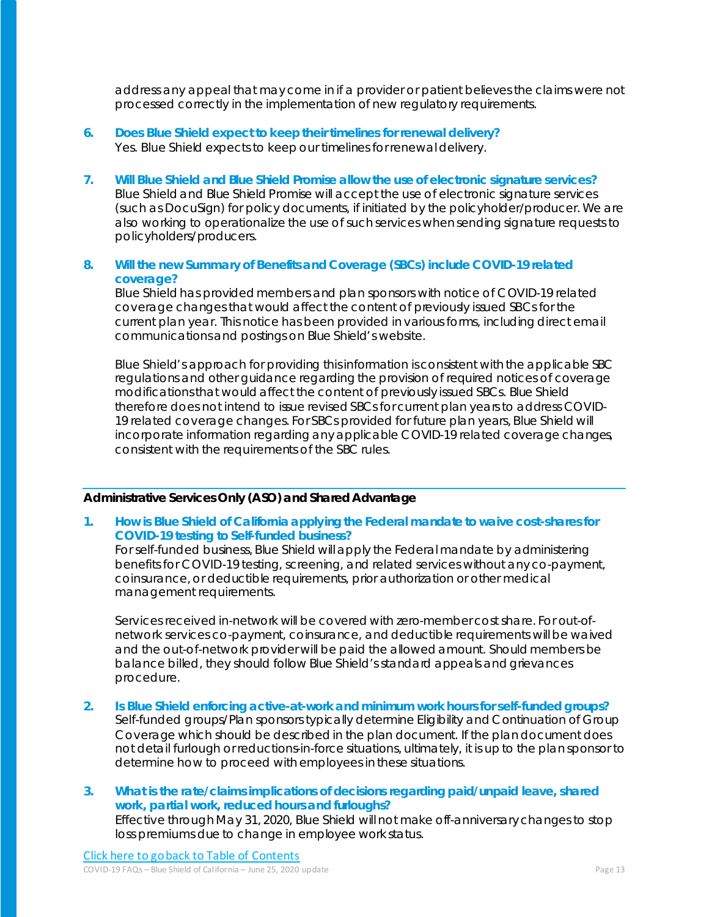address any appeal that may come in if a provider or patient believes the claims were not processed correctly in the implementation of new regulatory requirements.

6. **Does Blue Shield expect to keep their timelines for renewal delivery?**
   Yes. Blue Shield expects to keep our timelines for renewal delivery.

7. **Will Blue Shield and Blue Shield Promise allow the use of electronic signature services?**
   Blue Shield and Blue Shield Promise will accept the use of electronic signature services (such as DocuSign) for policy documents, if initiated by the policyholder/producer. We are also working to operationalize the use of such services when sending signature requests to policyholders/producers.

8. **Will the new Summary of Benefits and Coverage (SBCs) include COVID-19 related coverage?**
   Blue Shield has provided members and plan sponsors with notice of COVID-19 related coverage changes that would affect the content of previously issued SBCs for the current plan year. This notice has been provided in various forms, including direct email communications and postings on Blue Shield's website.

   Blue Shield's approach for providing this information is consistent with the applicable SBC regulations and other guidance regarding the provision of required notices of coverage modifications that would affect the content of previously issued SBCs. Blue Shield therefore does not intend to issue revised SBCs for current plan years to address COVID-19 related coverage changes. For SBCs provided for future plan years, Blue Shield will incorporate information regarding any applicable COVID-19 related coverage changes, consistent with the requirements of the SBC rules.

## Administrative Services Only (ASO) and Shared Advantage

1. **How is Blue Shield of California applying the Federal mandate to waive cost-shares for COVID-19 testing to Self-funded business?**
   For self-funded business, Blue Shield will apply the Federal mandate by administering benefits for COVID-19 testing, screening, and related services without any co-payment, coinsurance, or deductible requirements, prior authorization or other medical management requirements.

   Services received in-network will be covered with zero-member cost share. For out-of-network services co-payment, coinsurance, and deductible requirements will be waived and the out-of-network provider will be paid the allowed amount. Should members be balance billed, they should follow Blue Shield's standard appeals and grievances procedure.

2. **Is Blue Shield enforcing active-at-work and minimum work hours for self-funded groups?**
   Self-funded groups/Plan sponsors typically determine Eligibility and Continuation of Group Coverage which should be described in the plan document. If the plan document does not detail furlough or reductions-in-force situations, ultimately, it is up to the plan sponsor to determine how to proceed with employees in these situations.

3. **What is the rate/claims implications of decisions regarding paid/unpaid leave, shared work, partial work, reduced hours and furloughs?**
   Effective through May 31, 2020, Blue Shield will not make off-anniversary changes to stop loss premiums due to change in employee work status.

[Click here to go back to Table of Contents]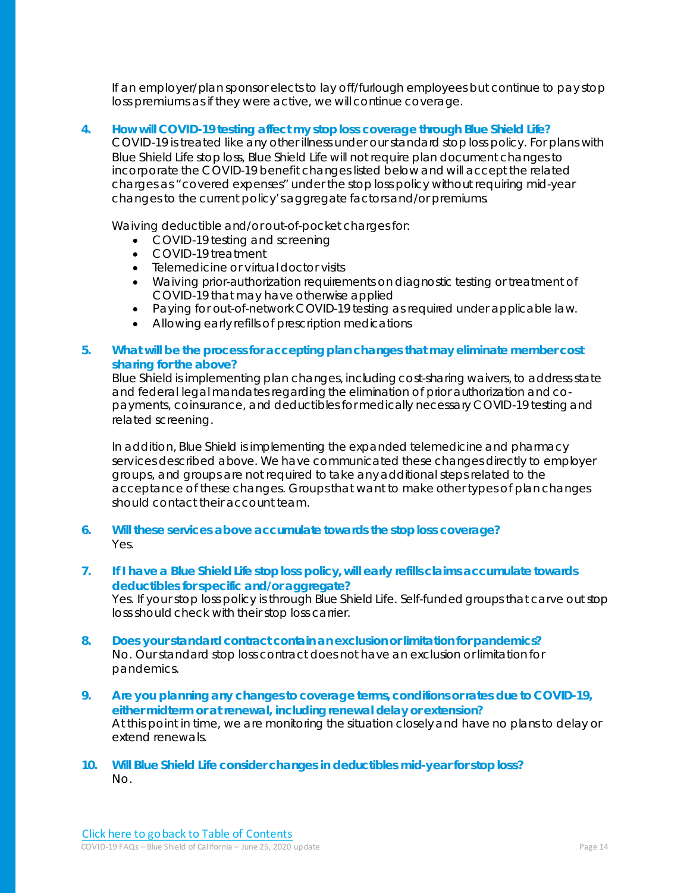If an employer/plan sponsor elects to lay off/furlough employees but continue to pay stop loss premiums as if they were active, we will continue coverage.

**4. How will COVID-19 testing affect my stop loss coverage through Blue Shield Life?**

COVID-19 is treated like any other illness under our standard stop loss policy. For plans with Blue Shield Life stop loss, Blue Shield Life will not require plan document changes to incorporate the COVID-19 benefit changes listed below and will accept the related charges as "covered expenses" under the stop loss policy without requiring mid-year changes to the current policy's aggregate factors and/or premiums.

Waiving deductible and/or out-of-pocket charges for:

- COVID-19 testing and screening
- COVID-19 treatment
- Telemedicine or virtual doctor visits
- Waiving prior-authorization requirements on diagnostic testing or treatment of COVID-19 that may have otherwise applied
- Paying for out-of-network COVID-19 testing as required under applicable law.
- Allowing early refills of prescription medications

**5. What will be the process for accepting plan changes that may eliminate member cost sharing for the above?**

Blue Shield is implementing plan changes, including cost-sharing waivers, to address state and federal legal mandates regarding the elimination of prior authorization and co-payments, coinsurance, and deductibles for medically necessary COVID-19 testing and related screening.

In addition, Blue Shield is implementing the expanded telemedicine and pharmacy services described above. We have communicated these changes directly to employer groups, and groups are not required to take any additional steps related to the acceptance of these changes. Groups that want to make other types of plan changes should contact their account team.

**6. Will these services above accumulate towards the stop loss coverage?**

Yes.

**7. If I have a Blue Shield Life stop loss policy, will early refills claims accumulate towards deductibles for specific and/or aggregate?**

Yes. If your stop loss policy is through Blue Shield Life. Self-funded groups that carve out stop loss should check with their stop loss carrier.

**8. Does your standard contract contain an exclusion or limitation for pandemics?**

No. Our standard stop loss contract does not have an exclusion or limitation for pandemics.

**9. Are you planning any changes to coverage terms, conditions or rates due to COVID-19, either midterm or at renewal, including renewal delay or extension?**

At this point in time, we are monitoring the situation closely and have no plans to delay or extend renewals.

**10. Will Blue Shield Life consider changes in deductibles mid-year for stop loss?**

No.

Click here to go back to Table of Contents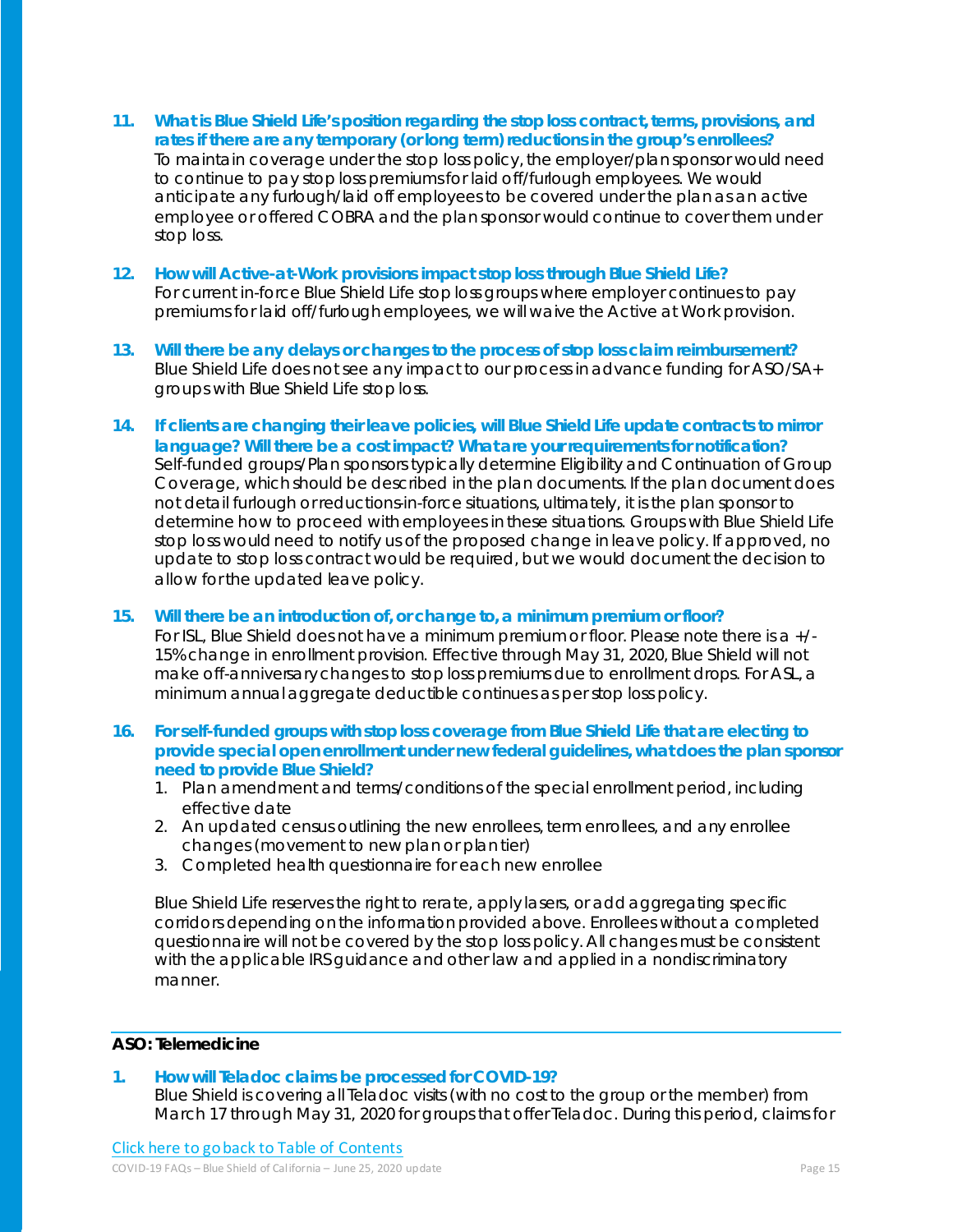11. **What is Blue Shield Life's position regarding the stop loss contract, terms, provisions, and rates if there are any temporary (or long term) reductions in the group's enrollees?**
   To maintain coverage under the stop loss policy, the employer/plan sponsor would need to continue to pay stop loss premiums for laid off/furlough employees. We would anticipate any furlough/laid off employees to be covered under the plan as an active employee or offered COBRA and the plan sponsor would continue to cover them under stop loss.

12. **How will Active-at-Work provisions impact stop loss through Blue Shield Life?**
   For current in-force Blue Shield Life stop loss groups where employer continues to pay premiums for laid off/furlough employees, we will waive the Active at Work provision.

13. **Will there be any delays or changes to the process of stop loss claim reimbursement?**
   Blue Shield Life does not see any impact to our process in advance funding for ASO/SA+ groups with Blue Shield Life stop loss.

14. **If clients are changing their leave policies, will Blue Shield Life update contracts to mirror language? Will there be a cost impact? What are your requirements for notification?**
   Self-funded groups/Plan sponsors typically determine Eligibility and Continuation of Group Coverage, which should be described in the plan documents. If the plan document does not detail furlough or reductions-in-force situations, ultimately, it is the plan sponsor to determine how to proceed with employees in these situations. Groups with Blue Shield Life stop loss would need to notify us of the proposed change in leave policy. If approved, no update to stop loss contract would be required, but we would document the decision to allow for the updated leave policy.

15. **Will there be an introduction of, or change to, a minimum premium or floor?**
   For ISL, Blue Shield does not have a minimum premium or floor. Please note there is a +/- 15% change in enrollment provision. Effective through May 31, 2020, Blue Shield will not make off-anniversary changes to stop loss premiums due to enrollment drops. For ASL, a minimum annual aggregate deductible continues as per stop loss policy.

16. **For self-funded groups with stop loss coverage from Blue Shield Life that are electing to provide special open enrollment under new federal guidelines, what does the plan sponsor need to provide Blue Shield?**
   1. Plan amendment and terms/conditions of the special enrollment period, including effective date
   2. An updated census outlining the new enrollees, term enrollees, and any enrollee changes (movement to new plan or plan tier)
   3. Completed health questionnaire for each new enrollee

   Blue Shield Life reserves the right to rerate, apply lasers, or add aggregating specific corridors depending on the information provided above. Enrollees without a completed questionnaire will not be covered by the stop loss policy. All changes must be consistent with the applicable IRS guidance and other law and applied in a nondiscriminatory manner.

## ASO: Telemedicine

1. **How will Teladoc claims be processed for COVID-19?**
   Blue Shield is covering all Teladoc visits (with no cost to the group or the member) from March 17 through May 31, 2020 for groups that offer Teladoc. During this period, claims for

Click here to go back to Table of Contents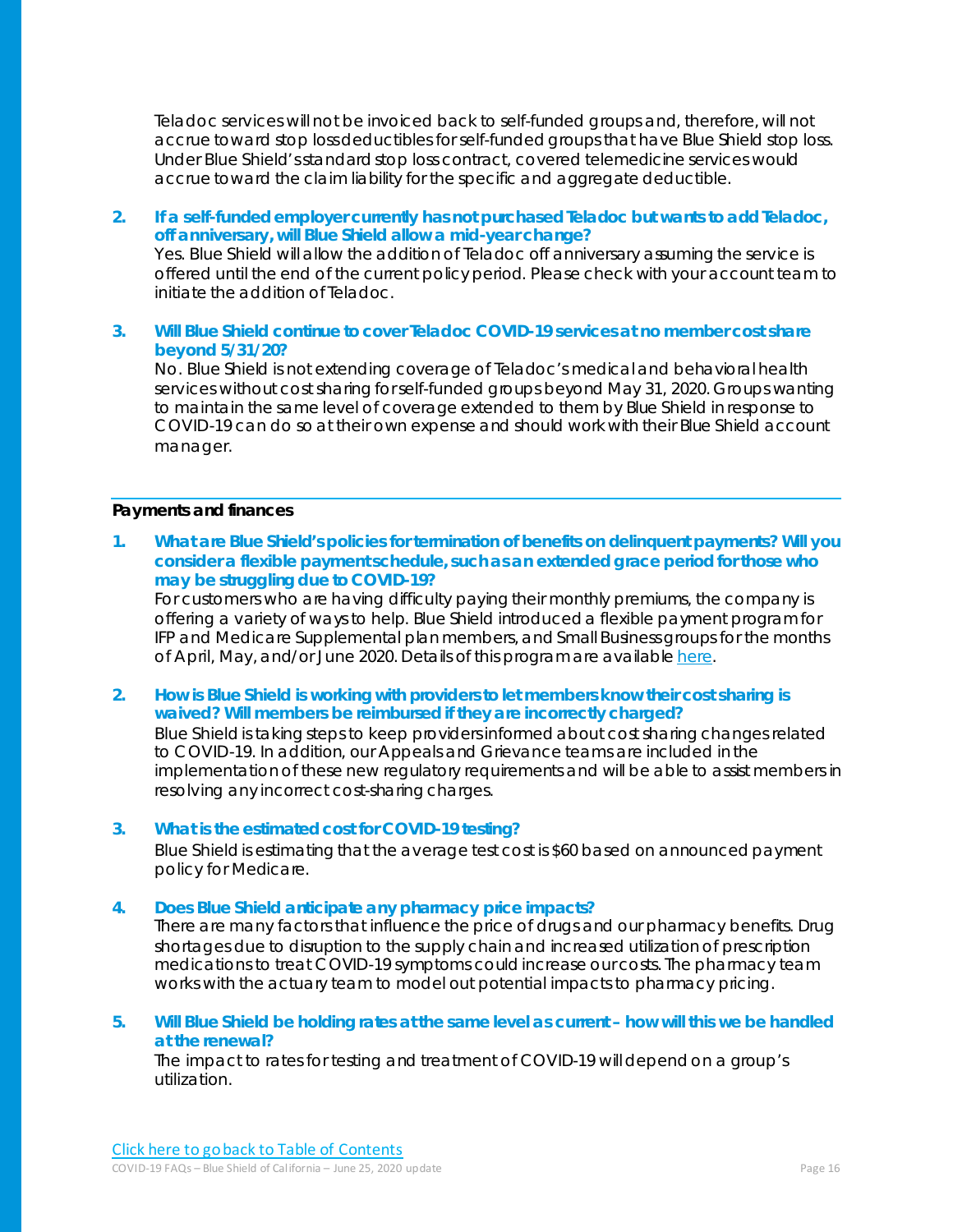Teladoc services will not be invoiced back to self-funded groups and, therefore, will not accrue toward stop loss deductibles for self-funded groups that have Blue Shield stop loss. Under Blue Shield's standard stop loss contract, covered telemedicine services would accrue toward the claim liability for the specific and aggregate deductible.

2. **If a self-funded employer currently has not purchased Teladoc but wants to add Teladoc, off anniversary, will Blue Shield allow a mid-year change?**
   Yes. Blue Shield will allow the addition of Teladoc off anniversary assuming the service is offered until the end of the current policy period. Please check with your account team to initiate the addition of Teladoc.

3. **Will Blue Shield continue to cover Teladoc COVID-19 services at no member cost share beyond 5/31/20?**
   No. Blue Shield is not extending coverage of Teladoc's medical and behavioral health services without cost sharing for self-funded groups beyond May 31, 2020. Groups wanting to maintain the same level of coverage extended to them by Blue Shield in response to COVID-19 can do so at their own expense and should work with their Blue Shield account manager.

---

**Payments and finances**

1. **What are Blue Shield's policies for termination of benefits on delinquent payments? Will you consider a flexible payment schedule, such as an extended grace period for those who may be struggling due to COVID-19?**
   For customers who are having difficulty paying their monthly premiums, the company is offering a variety of ways to help. Blue Shield introduced a flexible payment program for IFP and Medicare Supplemental plan members, and Small Business groups for the months of April, May, and/or June 2020. Details of this program are available here.

2. **How is Blue Shield is working with providers to let members know their cost sharing is waived? Will members be reimbursed if they are incorrectly charged?**
   Blue Shield is taking steps to keep providers informed about cost sharing changes related to COVID-19. In addition, our Appeals and Grievance teams are included in the implementation of these new regulatory requirements and will be able to assist members in resolving any incorrect cost-sharing charges.

3. **What is the estimated cost for COVID-19 testing?**
   Blue Shield is estimating that the average test cost is $60 based on announced payment policy for Medicare.

4. **Does Blue Shield anticipate any pharmacy price impacts?**
   There are many factors that influence the price of drugs and our pharmacy benefits. Drug shortages due to disruption to the supply chain and increased utilization of prescription medications to treat COVID-19 symptoms could increase our costs. The pharmacy team works with the actuary team to model out potential impacts to pharmacy pricing.

5. **Will Blue Shield be holding rates at the same level as current – how will this we be handled at the renewal?**
   The impact to rates for testing and treatment of COVID-19 will depend on a group's utilization.

Click here to go back to Table of Contents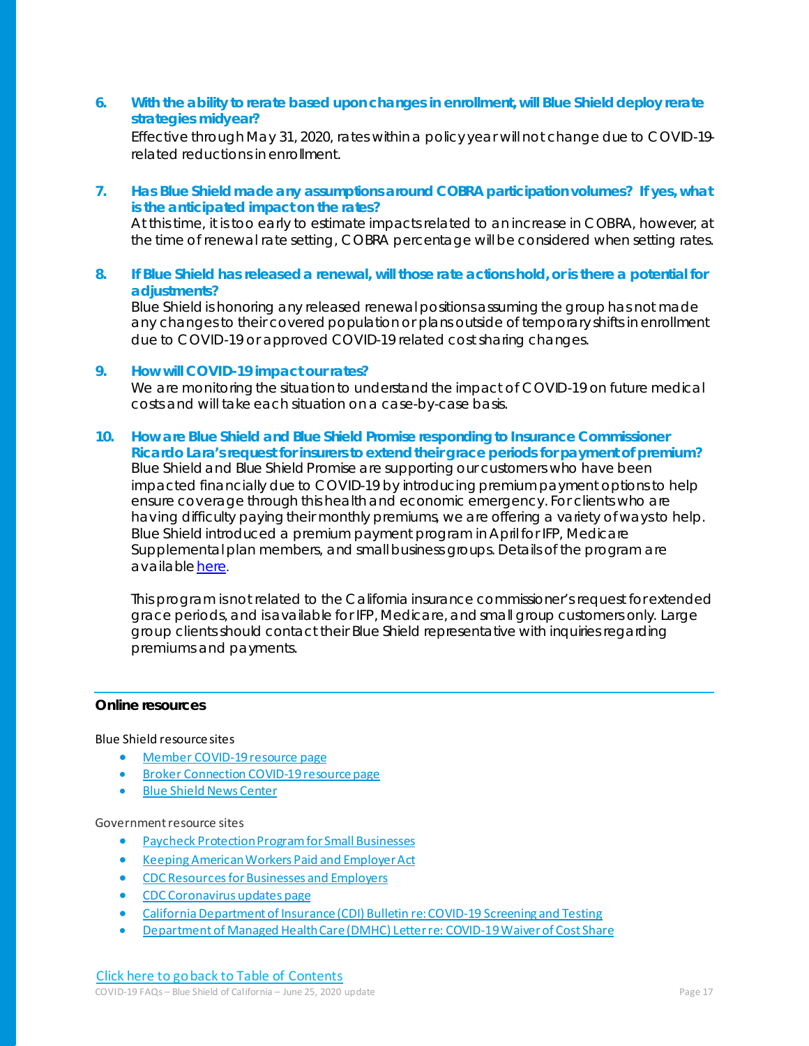**6. With the ability to rerate based upon changes in enrollment, will Blue Shield deploy rerate strategies midyear?**

Effective through May 31, 2020, rates within a policy year will not change due to COVID-19-related reductions in enrollment.

**7. Has Blue Shield made any assumptions around COBRA participation volumes? If yes, what is the anticipated impact on the rates?**

At this time, it is too early to estimate impacts related to an increase in COBRA, however, at the time of renewal rate setting, COBRA percentage will be considered when setting rates.

**8. If Blue Shield has released a renewal, will those rate actions hold, or is there a potential for adjustments?**

Blue Shield is honoring any released renewal positions assuming the group has not made any changes to their covered population or plans outside of temporary shifts in enrollment due to COVID-19 or approved COVID-19 related cost sharing changes.

**9. How will COVID-19 impact our rates?**

We are monitoring the situation to understand the impact of COVID-19 on future medical costs and will take each situation on a case-by-case basis.

**10. How are Blue Shield and Blue Shield Promise responding to Insurance Commissioner Ricardo Lara's request for insurers to extend their grace periods for payment of premium?**

Blue Shield and Blue Shield Promise are supporting our customers who have been impacted financially due to COVID-19 by introducing premium payment options to help ensure coverage through this health and economic emergency. For clients who are having difficulty paying their monthly premiums, we are offering a variety of ways to help. Blue Shield introduced a premium payment program in April for IFP, Medicare Supplemental plan members, and small business groups. Details of the program are available here.

This program is not related to the California insurance commissioner's request for extended grace periods, and is available for IFP, Medicare, and small group customers only. Large group clients should contact their Blue Shield representative with inquiries regarding premiums and payments.

## Online resources

Blue Shield resource sites

- Member COVID-19 resource page
- Broker Connection COVID-19 resource page
- Blue Shield News Center

Government resource sites

- Paycheck Protection Program for Small Businesses
- Keeping American Workers Paid and Employer Act
- CDC Resources for Businesses and Employers
- CDC Coronavirus updates page
- California Department of Insurance (CDI) Bulletin re: COVID-19 Screening and Testing
- Department of Managed Health Care (DMHC) Letter re: COVID-19 Waiver of Cost Share

Click here to go back to Table of Contents